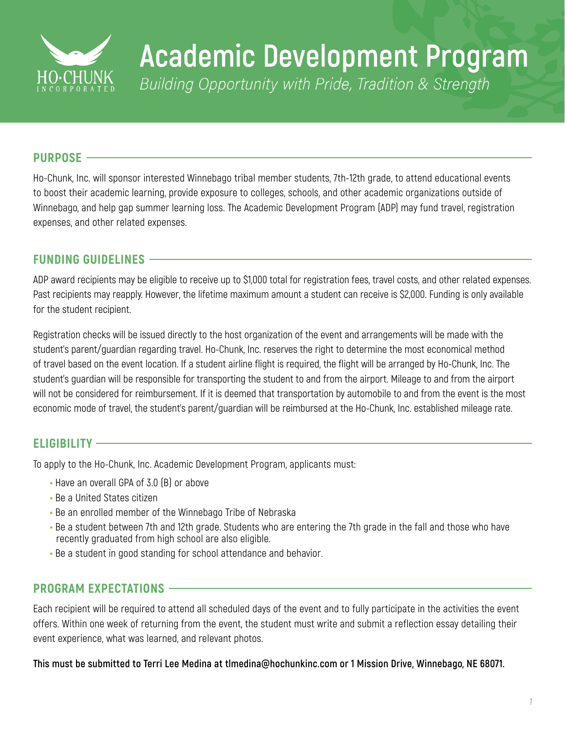HO·CHUNK INCORPORATED

# Academic Development Program

*Building Opportunity with Pride, Tradition & Strength*

## PURPOSE

Ho-Chunk, Inc. will sponsor interested Winnebago tribal member students, 7th-12th grade, to attend educational events to boost their academic learning, provide exposure to colleges, schools, and other academic organizations outside of Winnebago, and help gap summer learning loss. The Academic Development Program (ADP) may fund travel, registration expenses, and other related expenses.

## FUNDING GUIDELINES

ADP award recipients may be eligible to receive up to $1,000 total for registration fees, travel costs, and other related expenses. Past recipients may reapply. However, the lifetime maximum amount a student can receive is $2,000. Funding is only available for the student recipient.

Registration checks will be issued directly to the host organization of the event and arrangements will be made with the student's parent/guardian regarding travel. Ho-Chunk, Inc. reserves the right to determine the most economical method of travel based on the event location. If a student airline flight is required, the flight will be arranged by Ho-Chunk, Inc. The student's guardian will be responsible for transporting the student to and from the airport. Mileage to and from the airport will not be considered for reimbursement. If it is deemed that transportation by automobile to and from the event is the most economic mode of travel, the student's parent/guardian will be reimbursed at the Ho-Chunk, Inc. established mileage rate.

## ELIGIBILITY

To apply to the Ho-Chunk, Inc. Academic Development Program, applicants must:

- Have an overall GPA of 3.0 (B) or above
- Be a United States citizen
- Be an enrolled member of the Winnebago Tribe of Nebraska
- Be a student between 7th and 12th grade. Students who are entering the 7th grade in the fall and those who have recently graduated from high school are also eligible.
- Be a student in good standing for school attendance and behavior.

## PROGRAM EXPECTATIONS

Each recipient will be required to attend all scheduled days of the event and to fully participate in the activities the event offers. Within one week of returning from the event, the student must write and submit a reflection essay detailing their event experience, what was learned, and relevant photos.

**This must be submitted to Terri Lee Medina at tlmedina@hochunkinc.com or 1 Mission Drive, Winnebago, NE 68071.**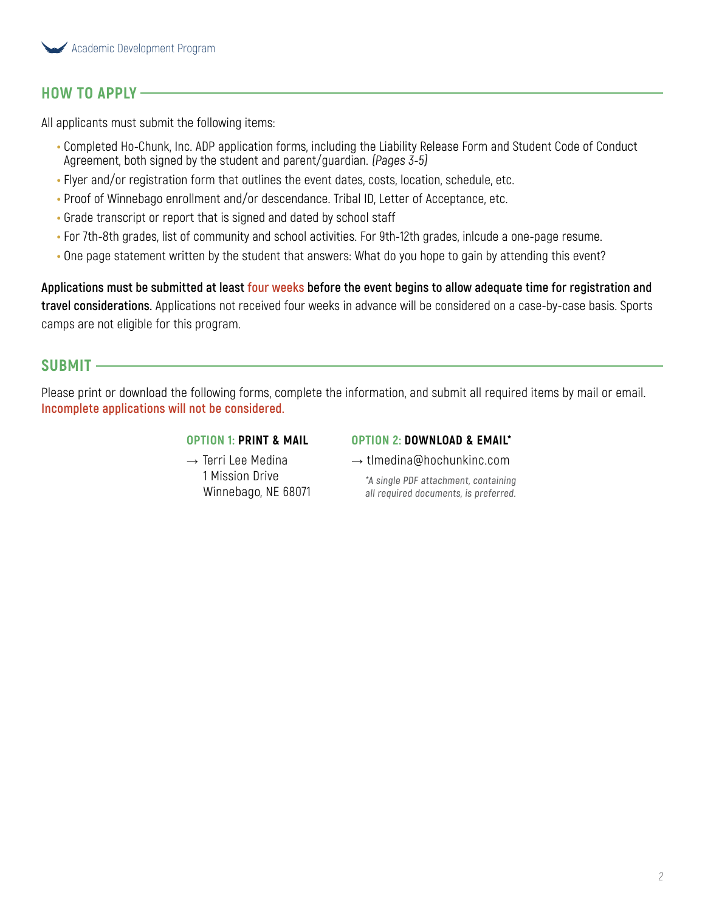## HOW TO APPLY

All applicants must submit the following items:

- Completed Ho-Chunk, Inc. ADP application forms, including the Liability Release Form and Student Code of Conduct Agreement, both signed by the student and parent/guardian. *(Pages 3-5)*
- Flyer and/or registration form that outlines the event dates, costs, location, schedule, etc.
- Proof of Winnebago enrollment and/or descendance. Tribal ID, Letter of Acceptance, etc.
- Grade transcript or report that is signed and dated by school staff
- For 7th-8th grades, list of community and school activities. For 9th-12th grades, inlcude a one-page resume.
- One page statement written by the student that answers: What do you hope to gain by attending this event?

**Applications must be submitted at least four weeks before the event begins to allow adequate time for registration and travel considerations.** Applications not received four weeks in advance will be considered on a case-by-case basis. Sports camps are not eligible for this program.

## SUBMIT

Please print or download the following forms, complete the information, and submit all required items by mail or email. **Incomplete applications will not be considered.**

**OPTION 1: PRINT & MAIL**

→ Terri Lee Medina
1 Mission Drive
Winnebago, NE 68071

**OPTION 2: DOWNLOAD & EMAIL***

→ tlmedina@hochunkinc.com

**A single PDF attachment, containing all required documents, is preferred.*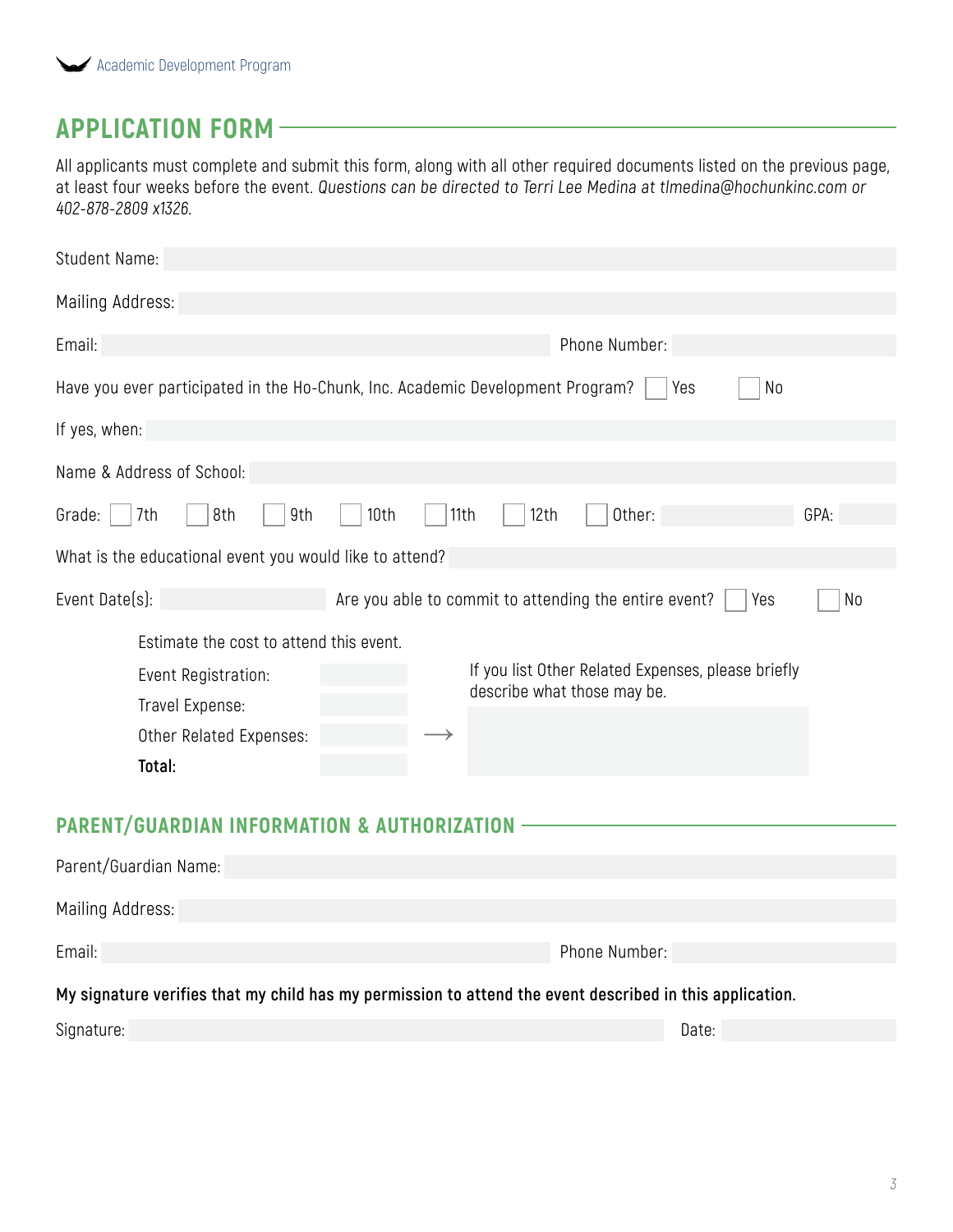## APPLICATION FORM

All applicants must complete and submit this form, along with all other required documents listed on the previous page, at least four weeks before the event. *Questions can be directed to Terri Lee Medina at tlmedina@hochunkinc.com or 402-878-2809 x1326.*

Student Name:

Mailing Address:

Email: Phone Number:

Have you ever participated in the Ho-Chunk, Inc. Academic Development Program? ☐ Yes ☐ No

If yes, when:

Name & Address of School:

Grade: ☐ 7th ☐ 8th ☐ 9th ☐ 10th ☐ 11th ☐ 12th ☐ Other: GPA:

What is the educational event you would like to attend?

Event Date(s): Are you able to commit to attending the entire event? ☐ Yes ☐ No

Estimate the cost to attend this event.

Event Registration:

Travel Expense:

Other Related Expenses: →

**Total:**

If you list Other Related Expenses, please briefly describe what those may be.

## PARENT/GUARDIAN INFORMATION & AUTHORIZATION

Parent/Guardian Name:

Mailing Address:

Email: Phone Number:

**My signature verifies that my child has my permission to attend the event described in this application.**

Signature: Date: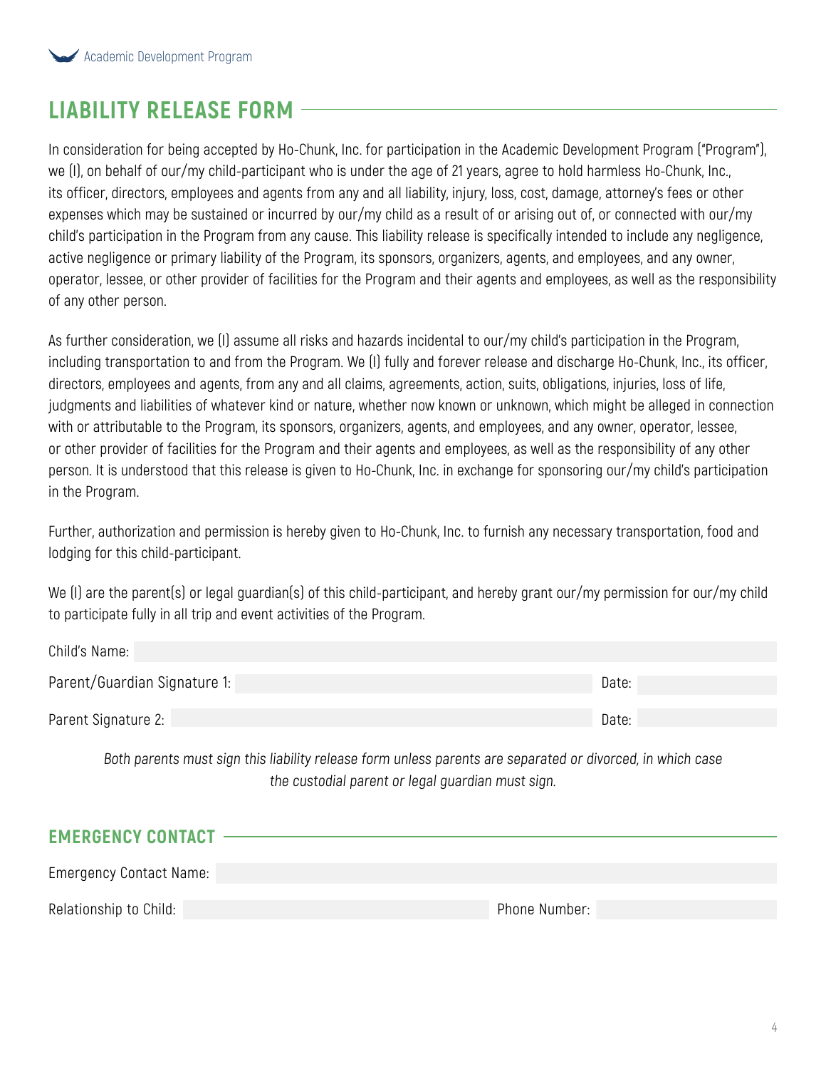## LIABILITY RELEASE FORM

In consideration for being accepted by Ho-Chunk, Inc. for participation in the Academic Development Program ("Program"), we (I), on behalf of our/my child-participant who is under the age of 21 years, agree to hold harmless Ho-Chunk, Inc., its officer, directors, employees and agents from any and all liability, injury, loss, cost, damage, attorney's fees or other expenses which may be sustained or incurred by our/my child as a result of or arising out of, or connected with our/my child's participation in the Program from any cause. This liability release is specifically intended to include any negligence, active negligence or primary liability of the Program, its sponsors, organizers, agents, and employees, and any owner, operator, lessee, or other provider of facilities for the Program and their agents and employees, as well as the responsibility of any other person.

As further consideration, we (I) assume all risks and hazards incidental to our/my child's participation in the Program, including transportation to and from the Program. We (I) fully and forever release and discharge Ho-Chunk, Inc., its officer, directors, employees and agents, from any and all claims, agreements, action, suits, obligations, injuries, loss of life, judgments and liabilities of whatever kind or nature, whether now known or unknown, which might be alleged in connection with or attributable to the Program, its sponsors, organizers, agents, and employees, and any owner, operator, lessee, or other provider of facilities for the Program and their agents and employees, as well as the responsibility of any other person. It is understood that this release is given to Ho-Chunk, Inc. in exchange for sponsoring our/my child's participation in the Program.

Further, authorization and permission is hereby given to Ho-Chunk, Inc. to furnish any necessary transportation, food and lodging for this child-participant.

We (I) are the parent(s) or legal guardian(s) of this child-participant, and hereby grant our/my permission for our/my child to participate fully in all trip and event activities of the Program.

Child's Name:

Parent/Guardian Signature 1: Date:

Parent Signature 2: Date:

*Both parents must sign this liability release form unless parents are separated or divorced, in which case the custodial parent or legal guardian must sign.*

### EMERGENCY CONTACT

Emergency Contact Name:

Relationship to Child: Phone Number: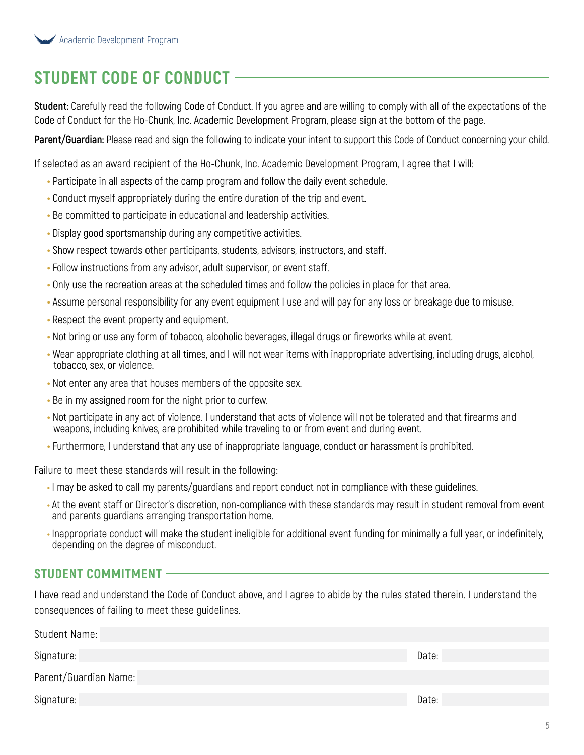## STUDENT CODE OF CONDUCT

**Student:** Carefully read the following Code of Conduct. If you agree and are willing to comply with all of the expectations of the Code of Conduct for the Ho-Chunk, Inc. Academic Development Program, please sign at the bottom of the page.

**Parent/Guardian:** Please read and sign the following to indicate your intent to support this Code of Conduct concerning your child.

If selected as an award recipient of the Ho-Chunk, Inc. Academic Development Program, I agree that I will:

- Participate in all aspects of the camp program and follow the daily event schedule.
- Conduct myself appropriately during the entire duration of the trip and event.
- Be committed to participate in educational and leadership activities.
- Display good sportsmanship during any competitive activities.
- Show respect towards other participants, students, advisors, instructors, and staff.
- Follow instructions from any advisor, adult supervisor, or event staff.
- Only use the recreation areas at the scheduled times and follow the policies in place for that area.
- Assume personal responsibility for any event equipment I use and will pay for any loss or breakage due to misuse.
- Respect the event property and equipment.
- Not bring or use any form of tobacco, alcoholic beverages, illegal drugs or fireworks while at event.
- Wear appropriate clothing at all times, and I will not wear items with inappropriate advertising, including drugs, alcohol, tobacco, sex, or violence.
- Not enter any area that houses members of the opposite sex.
- Be in my assigned room for the night prior to curfew.
- Not participate in any act of violence. I understand that acts of violence will not be tolerated and that firearms and weapons, including knives, are prohibited while traveling to or from event and during event.
- Furthermore, I understand that any use of inappropriate language, conduct or harassment is prohibited.

Failure to meet these standards will result in the following:

- I may be asked to call my parents/guardians and report conduct not in compliance with these guidelines.
- At the event staff or Director's discretion, non-compliance with these standards may result in student removal from event and parents guardians arranging transportation home.
- Inappropriate conduct will make the student ineligible for additional event funding for minimally a full year, or indefinitely, depending on the degree of misconduct.

### STUDENT COMMITMENT

I have read and understand the Code of Conduct above, and I agree to abide by the rules stated therein. I understand the consequences of failing to meet these guidelines.

Student Name:

Signature: Date:

Parent/Guardian Name:

Signature: Date: